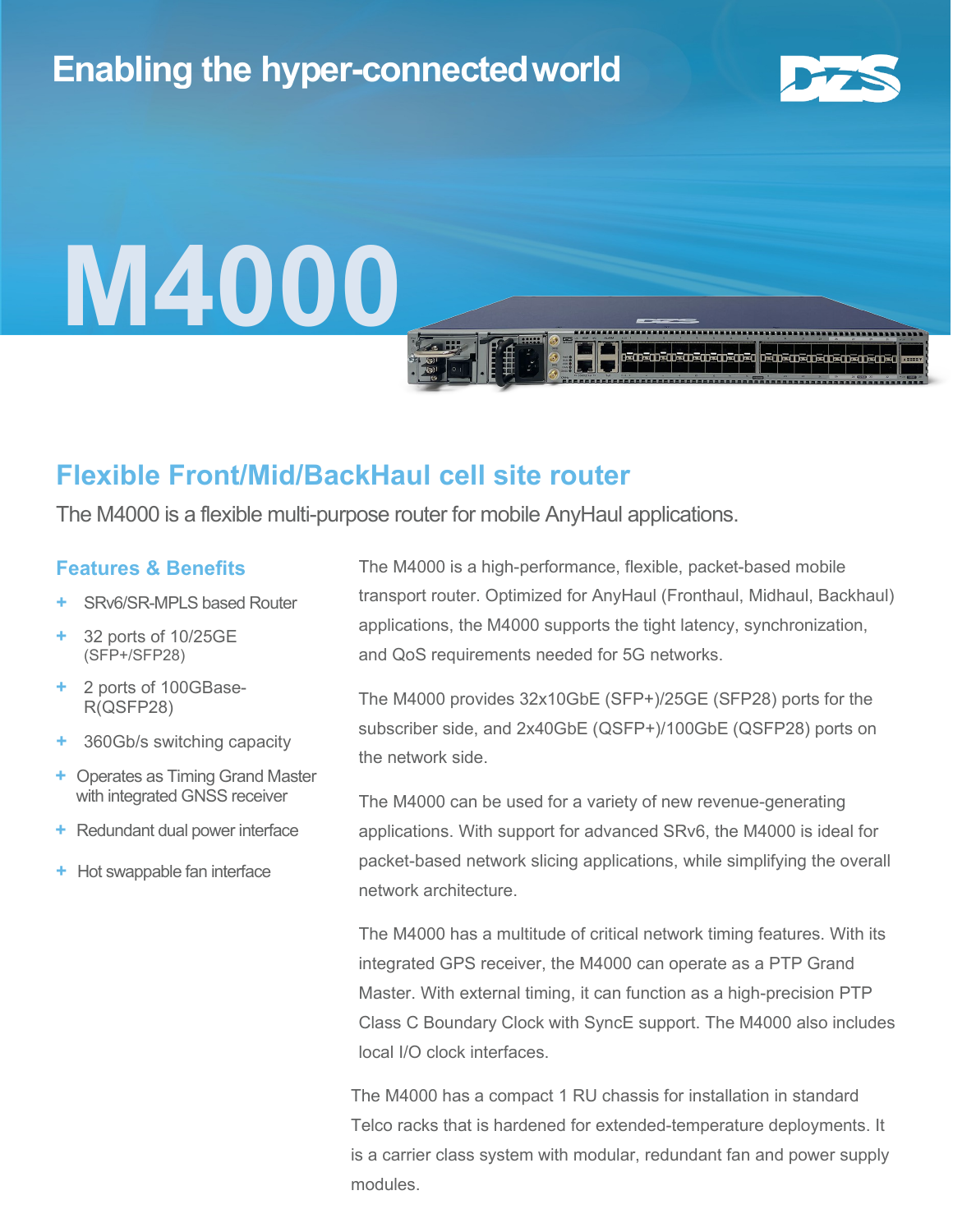Enabling the hyper-connected world

# M4000

## Flexible Front/Mid/BackHaul cell site router

The M4000 is a flexible multi-purpose router for mobile AnyHaul applications.

### Features & Benefits

- SRv6/SR-MPLS based Router
- 32 ports of 10/25GE (SFP+/SFP28)
- 2 ports of 100GBase-R(QSFP28)
- 360Gb/s switching capacity
- Operates as Timing Grand Master with integrated GNSS receiver
- Redundant dual power interface
- Hot swappable fan interface

The M4000 is a high-performance, flexible, packet-based mobile transport router. Optimized for AnyHaul (Fronthaul, Midhaul, Backhaul) applications, the M4000 supports the tight latency, synchronization, and QoS requirements needed for 5G networks.

The M4000 provides 32x10GbE (SFP+)/25GE (SFP28) ports for the subscriber side, and 2x40GbE (QSFP+)/100GbE (QSFP28) ports on the network side.

The M4000 can be used for a variety of new revenue-generating applications. With support for advanced SRv6, the M4000 is ideal for packet-based network slicing applications, while simplifying the overall network architecture.

The M4000 has a multitude of critical network timing features. With its integrated GPS receiver, the M4000 can operate as a PTP Grand Master. With external timing, it can function as a high-precision PTP Class C Boundary Clock with SyncE support. The M4000 also includes local I/O clock interfaces.

The M4000 has a compact 1 RU chassis for installation in standard Telco racks that is hardened for extended-temperature deployments. It is a carrier class system with modular, redundant fan and power supply modules.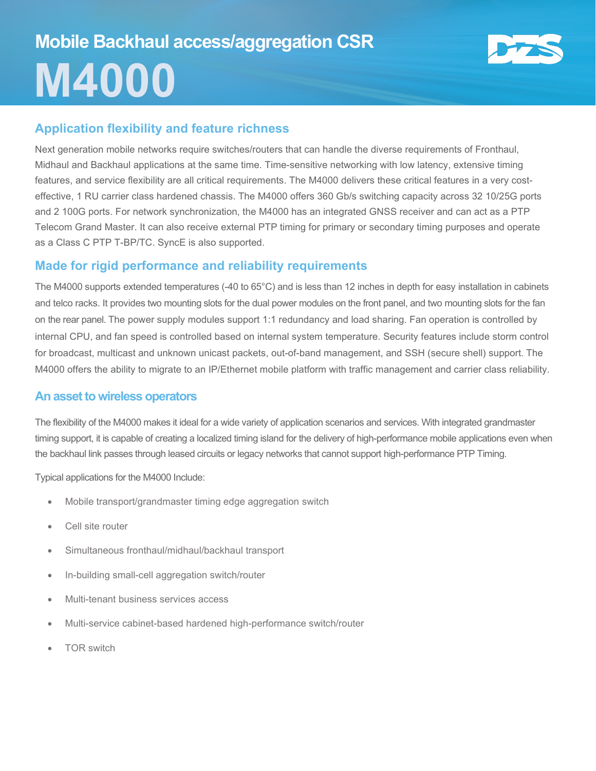Mobile Backhaul access/aggregation CSR

# M4000

## Application flexibility and feature richness

Next generation mobile networks require switches/routers that can handle the diverse requirements of Fronthaul, Midhaul and Backhaul applications at the same time. Time-sensitive networking with low latency, extensive timing features, and service flexibility are all critical requirements. The M4000 delivers these critical features in a very cost-effective, 1 RU carrier class hardened chassis. The M4000 offers 360 Gb/s switching capacity across 32 10/25G ports and 2 100G ports. For network synchronization, the M4000 has an integrated GNSS receiver and can act as a PTP Telecom Grand Master. It can also receive external PTP timing for primary or secondary timing purposes and operate as a Class C PTP T-BP/TC. SyncE is also supported.

## Made for rigid performance and reliability requirements

The M4000 supports extended temperatures (-40 to 65°C) and is less than 12 inches in depth for easy installation in cabinets and telco racks. It provides two mounting slots for the dual power modules on the front panel, and two mounting slots for the fan on the rear panel. The power supply modules support 1:1 redundancy and load sharing. Fan operation is controlled by internal CPU, and fan speed is controlled based on internal system temperature. Security features include storm control for broadcast, multicast and unknown unicast packets, out-of-band management, and SSH (secure shell) support. The M4000 offers the ability to migrate to an IP/Ethernet mobile platform with traffic management and carrier class reliability.

## An asset to wireless operators

The flexibility of the M4000 makes it ideal for a wide variety of application scenarios and services. With integrated grandmaster timing support, it is capable of creating a localized timing island for the delivery of high-performance mobile applications even when the backhaul link passes through leased circuits or legacy networks that cannot support high-performance PTP Timing.

Typical applications for the M4000 Include:

- Mobile transport/grandmaster timing edge aggregation switch
- Cell site router
- Simultaneous fronthaul/midhaul/backhaul transport
- In-building small-cell aggregation switch/router
- Multi-tenant business services access
- Multi-service cabinet-based hardened high-performance switch/router
- TOR switch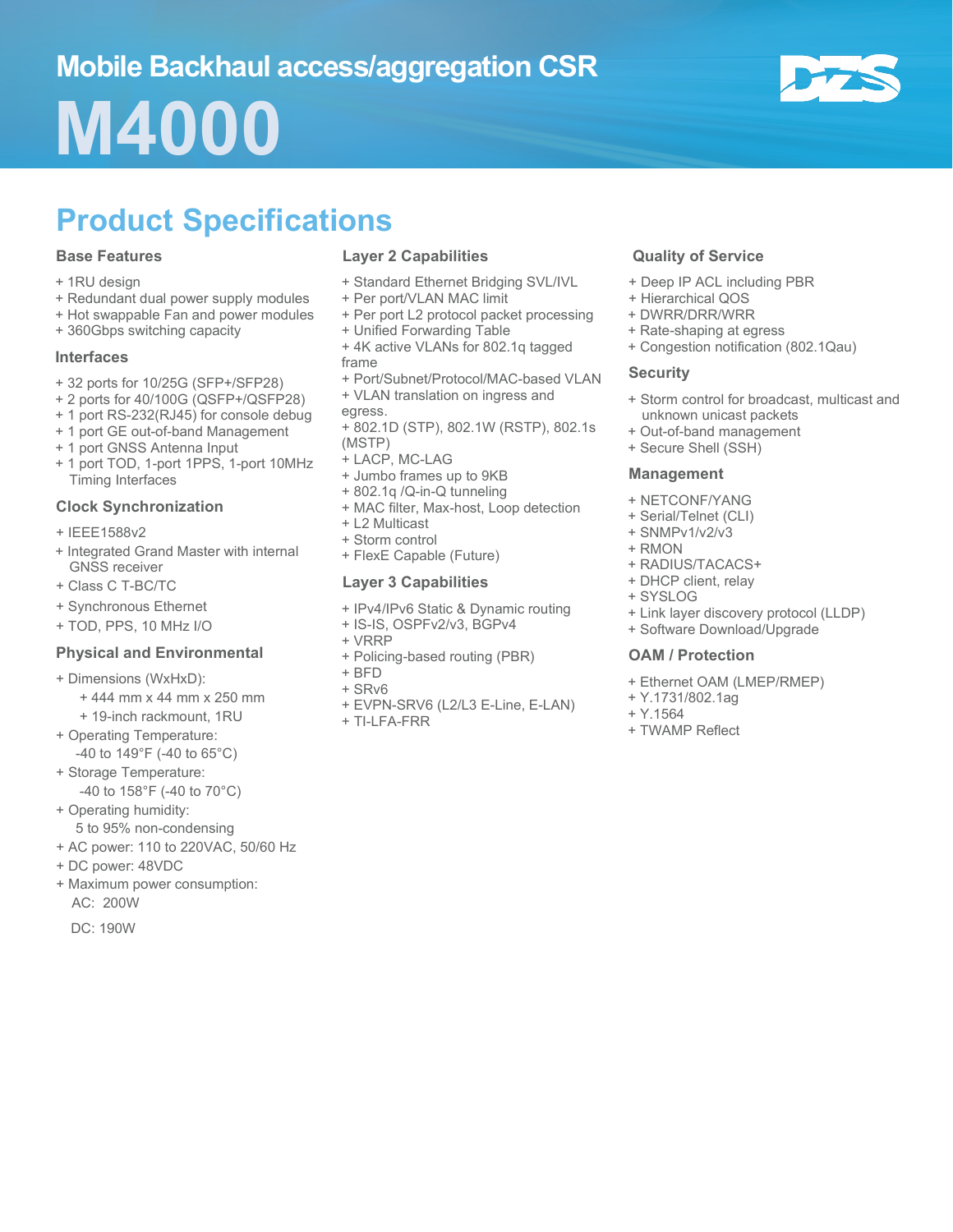Mobile Backhaul access/aggregation CSR

# M4000

## Product Specifications

### Base Features

- + 1RU design
- + Redundant dual power supply modules
- + Hot swappable Fan and power modules
- + 360Gbps switching capacity

### Interfaces

- + 32 ports for 10/25G (SFP+/SFP28)
- + 2 ports for 40/100G (QSFP+/QSFP28)
- + 1 port RS-232(RJ45) for console debug
- + 1 port GE out-of-band Management
- + 1 port GNSS Antenna Input
- + 1 port TOD, 1-port 1PPS, 1-port 10MHz Timing Interfaces

### Clock Synchronization

- + IEEE1588v2
- + Integrated Grand Master with internal GNSS receiver
- + Class C T-BC/TC
- + Synchronous Ethernet
- + TOD, PPS, 10 MHz I/O

### Physical and Environmental

- + Dimensions (WxHxD):
  - + 444 mm x 44 mm x 250 mm
  - + 19-inch rackmount, 1RU
- + Operating Temperature:
  -40 to 149°F (-40 to 65°C)
- + Storage Temperature:
  -40 to 158°F (-40 to 70°C)
- + Operating humidity:
  5 to 95% non-condensing
- + AC power: 110 to 220VAC, 50/60 Hz
- + DC power: 48VDC
- + Maximum power consumption:
  AC: 200W
  DC: 190W

### Layer 2 Capabilities

- + Standard Ethernet Bridging SVL/IVL
- + Per port/VLAN MAC limit
- + Per port L2 protocol packet processing
- + Unified Forwarding Table
- + 4K active VLANs for 802.1q tagged frame
- + Port/Subnet/Protocol/MAC-based VLAN
- + VLAN translation on ingress and egress.
- + 802.1D (STP), 802.1W (RSTP), 802.1s (MSTP)
- + LACP, MC-LAG
- + Jumbo frames up to 9KB
- + 802.1q /Q-in-Q tunneling
- + MAC filter, Max-host, Loop detection
- + L2 Multicast
- + Storm control
- + FlexE Capable (Future)

### Layer 3 Capabilities

- + IPv4/IPv6 Static & Dynamic routing
- + IS-IS, OSPFv2/v3, BGPv4
- + VRRP
- + Policing-based routing (PBR)
- + BFD
- + SRv6
- + EVPN-SRV6 (L2/L3 E-Line, E-LAN)
- + TI-LFA-FRR

### Quality of Service

- + Deep IP ACL including PBR
- + Hierarchical QOS
- + DWRR/DRR/WRR
- + Rate-shaping at egress
- + Congestion notification (802.1Qau)

### Security

- + Storm control for broadcast, multicast and unknown unicast packets
- + Out-of-band management
- + Secure Shell (SSH)

### Management

- + NETCONF/YANG
- + Serial/Telnet (CLI)
- + SNMPv1/v2/v3
- + RMON
- + RADIUS/TACACS+
- + DHCP client, relay
- + SYSLOG
- + Link layer discovery protocol (LLDP)
- + Software Download/Upgrade

### OAM / Protection

- + Ethernet OAM (LMEP/RMEP)
- + Y.1731/802.1ag
- + Y.1564
- + TWAMP Reflect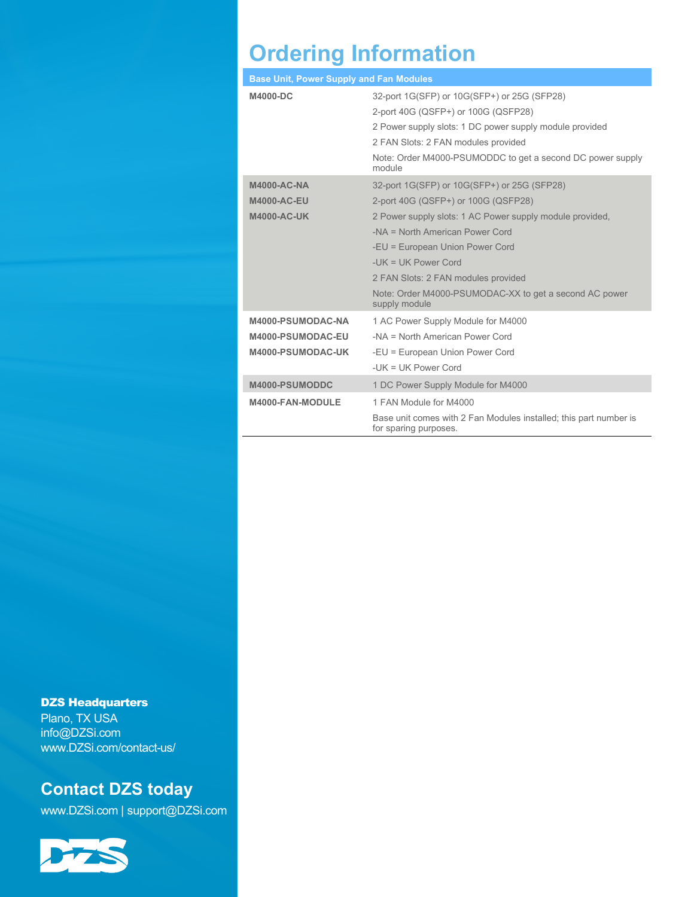# Ordering Information

| Base Unit, Power Supply and Fan Modules | |
|---|---|
| **M4000-DC** | 32-port 1G(SFP) or 10G(SFP+) or 25G (SFP28)<br>2-port 40G (QSFP+) or 100G (QSFP28)<br>2 Power supply slots: 1 DC power supply module provided<br>2 FAN Slots: 2 FAN modules provided<br>Note: Order M4000-PSUMODDC to get a second DC power supply module |
| **M4000-AC-NA**<br>**M4000-AC-EU**<br>**M4000-AC-UK** | 32-port 1G(SFP) or 10G(SFP+) or 25G (SFP28)<br>2-port 40G (QSFP+) or 100G (QSFP28)<br>2 Power supply slots: 1 AC Power supply module provided,<br>-NA = North American Power Cord<br>-EU = European Union Power Cord<br>-UK = UK Power Cord<br>2 FAN Slots: 2 FAN modules provided<br>Note: Order M4000-PSUMODAC-XX to get a second AC power supply module |
| **M4000-PSUMODAC-NA**<br>**M4000-PSUMODAC-EU**<br>**M4000-PSUMODAC-UK** | 1 AC Power Supply Module for M4000<br>-NA = North American Power Cord<br>-EU = European Union Power Cord<br>-UK = UK Power Cord |
| **M4000-PSUMODDC** | 1 DC Power Supply Module for M4000 |
| **M4000-FAN-MODULE** | 1 FAN Module for M4000<br>Base unit comes with 2 Fan Modules installed; this part number is for sparing purposes. |

**DZS Headquarters**
Plano, TX USA
info@DZSi.com
www.DZSi.com/contact-us/

## Contact DZS today

www.DZSi.com | support@DZSi.com